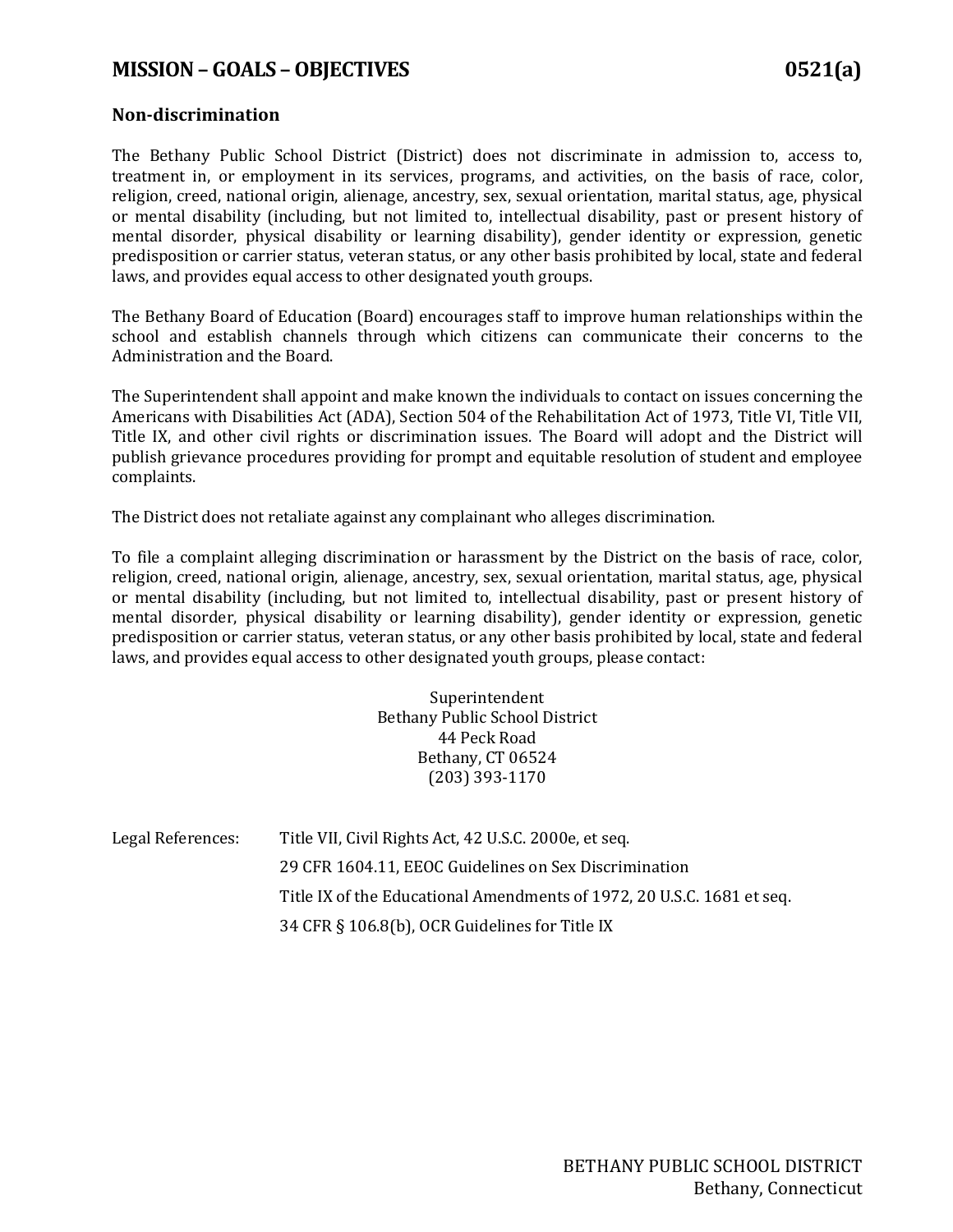# MISSION – GOALS – OBJECTIVES 0521(a)

## Non-discrimination

The Bethany Public School District (District) does not discriminate in admission to, access to, treatment in, or employment in its services, programs, and activities, on the basis of race, color, religion, creed, national origin, alienage, ancestry, sex, sexual orientation, marital status, age, physical or mental disability (including, but not limited to, intellectual disability, past or present history of mental disorder, physical disability or learning disability), gender identity or expression, genetic predisposition or carrier status, veteran status, or any other basis prohibited by local, state and federal laws, and provides equal access to other designated youth groups.

The Bethany Board of Education (Board) encourages staff to improve human relationships within the school and establish channels through which citizens can communicate their concerns to the Administration and the Board.

The Superintendent shall appoint and make known the individuals to contact on issues concerning the Americans with Disabilities Act (ADA), Section 504 of the Rehabilitation Act of 1973, Title VI, Title VII, Title IX, and other civil rights or discrimination issues. The Board will adopt and the District will publish grievance procedures providing for prompt and equitable resolution of student and employee complaints.

The District does not retaliate against any complainant who alleges discrimination.

To file a complaint alleging discrimination or harassment by the District on the basis of race, color, religion, creed, national origin, alienage, ancestry, sex, sexual orientation, marital status, age, physical or mental disability (including, but not limited to, intellectual disability, past or present history of mental disorder, physical disability or learning disability), gender identity or expression, genetic predisposition or carrier status, veteran status, or any other basis prohibited by local, state and federal laws, and provides equal access to other designated youth groups, please contact:

Superintendent
Bethany Public School District
44 Peck Road
Bethany, CT 06524
(203) 393-1170

Legal References:

- Title VII, Civil Rights Act, 42 U.S.C. 2000e, et seq.
- 29 CFR 1604.11, EEOC Guidelines on Sex Discrimination
- Title IX of the Educational Amendments of 1972, 20 U.S.C. 1681 et seq.
- 34 CFR § 106.8(b), OCR Guidelines for Title IX

BETHANY PUBLIC SCHOOL DISTRICT
Bethany, Connecticut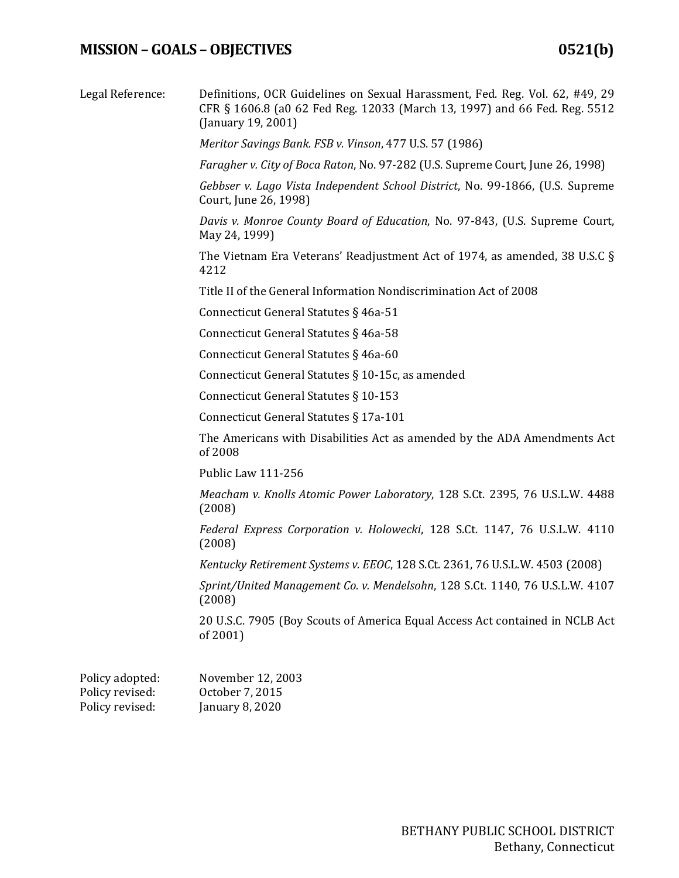Legal Reference: Definitions, OCR Guidelines on Sexual Harassment, Fed. Reg. Vol. 62, #49, 29 CFR § 1606.8 (a0 62 Fed Reg. 12033 (March 13, 1997) and 66 Fed. Reg. 5512 (January 19, 2001)

*Meritor Savings Bank. FSB v. Vinson*, 477 U.S. 57 (1986)

*Faragher v. City of Boca Raton*, No. 97-282 (U.S. Supreme Court, June 26, 1998)

*Gebbser v. Lago Vista Independent School District*, No. 99-1866, (U.S. Supreme Court, June 26, 1998)

*Davis v. Monroe County Board of Education*, No. 97-843, (U.S. Supreme Court, May 24, 1999)

The Vietnam Era Veterans' Readjustment Act of 1974, as amended, 38 U.S.C § 4212

Title II of the General Information Nondiscrimination Act of 2008

Connecticut General Statutes § 46a-51

Connecticut General Statutes § 46a-58

Connecticut General Statutes § 46a-60

Connecticut General Statutes § 10-15c, as amended

Connecticut General Statutes § 10-153

Connecticut General Statutes § 17a-101

The Americans with Disabilities Act as amended by the ADA Amendments Act of 2008

Public Law 111-256

*Meacham v. Knolls Atomic Power Laboratory*, 128 S.Ct. 2395, 76 U.S.L.W. 4488 (2008)

*Federal Express Corporation v. Holowecki*, 128 S.Ct. 1147, 76 U.S.L.W. 4110 (2008)

*Kentucky Retirement Systems v. EEOC*, 128 S.Ct. 2361, 76 U.S.L.W. 4503 (2008)

*Sprint/United Management Co. v. Mendelsohn*, 128 S.Ct. 1140, 76 U.S.L.W. 4107 (2008)

20 U.S.C. 7905 (Boy Scouts of America Equal Access Act contained in NCLB Act of 2001)

Policy adopted: November 12, 2003
Policy revised: October 7, 2015
Policy revised: January 8, 2020

BETHANY PUBLIC SCHOOL DISTRICT
Bethany, Connecticut